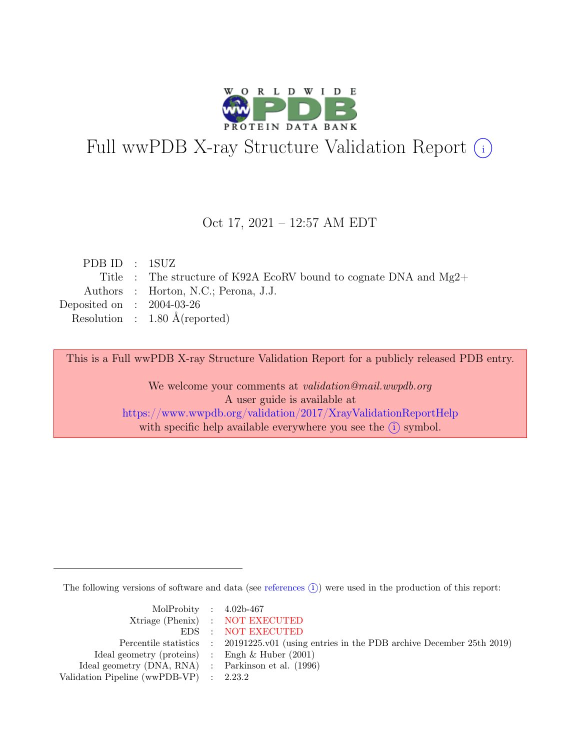# Full wwPDB X-ray Structure Validation Report ⓘ

Oct 17, 2021 – 12:57 AM EDT

| | | |
|---|---|---|
| PDB ID | : | 1SUZ |
| Title | : | The structure of K92A EcoRV bound to cognate DNA and Mg2+ |
| Authors | : | Horton, N.C.; Perona, J.J. |
| Deposited on | : | 2004-03-26 |
| Resolution | : | 1.80 Å(reported) |

This is a Full wwPDB X-ray Structure Validation Report for a publicly released PDB entry.

We welcome your comments at *validation@mail.wwpdb.org*
A user guide is available at
https://www.wwpdb.org/validation/2017/XrayValidationReportHelp
with specific help available everywhere you see the ⓘ symbol.

The following versions of software and data (see references ⓘ) were used in the production of this report:

| | | |
|---|---|---|
| MolProbity | : | 4.02b-467 |
| Xtriage (Phenix) | : | NOT EXECUTED |
| EDS | : | NOT EXECUTED |
| Percentile statistics | : | 20191225.v01 (using entries in the PDB archive December 25th 2019) |
| Ideal geometry (proteins) | : | Engh & Huber (2001) |
| Ideal geometry (DNA, RNA) | : | Parkinson et al. (1996) |
| Validation Pipeline (wwPDB-VP) | : | 2.23.2 |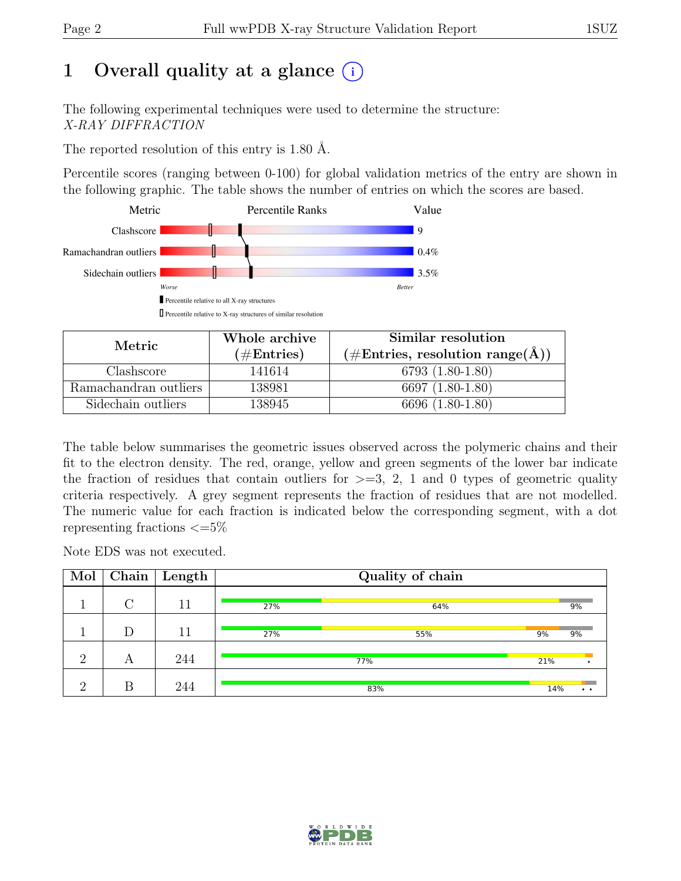# 1 Overall quality at a glance (i)

The following experimental techniques were used to determine the structure:
*X-RAY DIFFRACTION*

The reported resolution of this entry is 1.80 Å.

Percentile scores (ranging between 0-100) for global validation metrics of the entry are shown in the following graphic. The table shows the number of entries on which the scores are based.

| Metric | Value |
|---|---|
| Clashscore | 9 |
| Ramachandran outliers | 0.4% |
| Sidechain outliers | 3.5% |

Worse — Better

▮ Percentile relative to all X-ray structures

▯ Percentile relative to X-ray structures of similar resolution

| Metric | Whole archive (#Entries) | Similar resolution (#Entries, resolution range(Å)) |
|---|---|---|
| Clashscore | 141614 | 6793 (1.80-1.80) |
| Ramachandran outliers | 138981 | 6697 (1.80-1.80) |
| Sidechain outliers | 138945 | 6696 (1.80-1.80) |

The table below summarises the geometric issues observed across the polymeric chains and their fit to the electron density. The red, orange, yellow and green segments of the lower bar indicate the fraction of residues that contain outliers for >=3, 2, 1 and 0 types of geometric quality criteria respectively. A grey segment represents the fraction of residues that are not modelled. The numeric value for each fraction is indicated below the corresponding segment, with a dot representing fractions <=5%

Note EDS was not executed.

| Mol | Chain | Length | Quality of chain |
|---|---|---|---|
| 1 | C | 11 | 27% 64% 9% |
| 1 | D | 11 | 27% 55% 9% 9% |
| 2 | A | 244 | 77% 21% • |
| 2 | B | 244 | 83% 14% • • |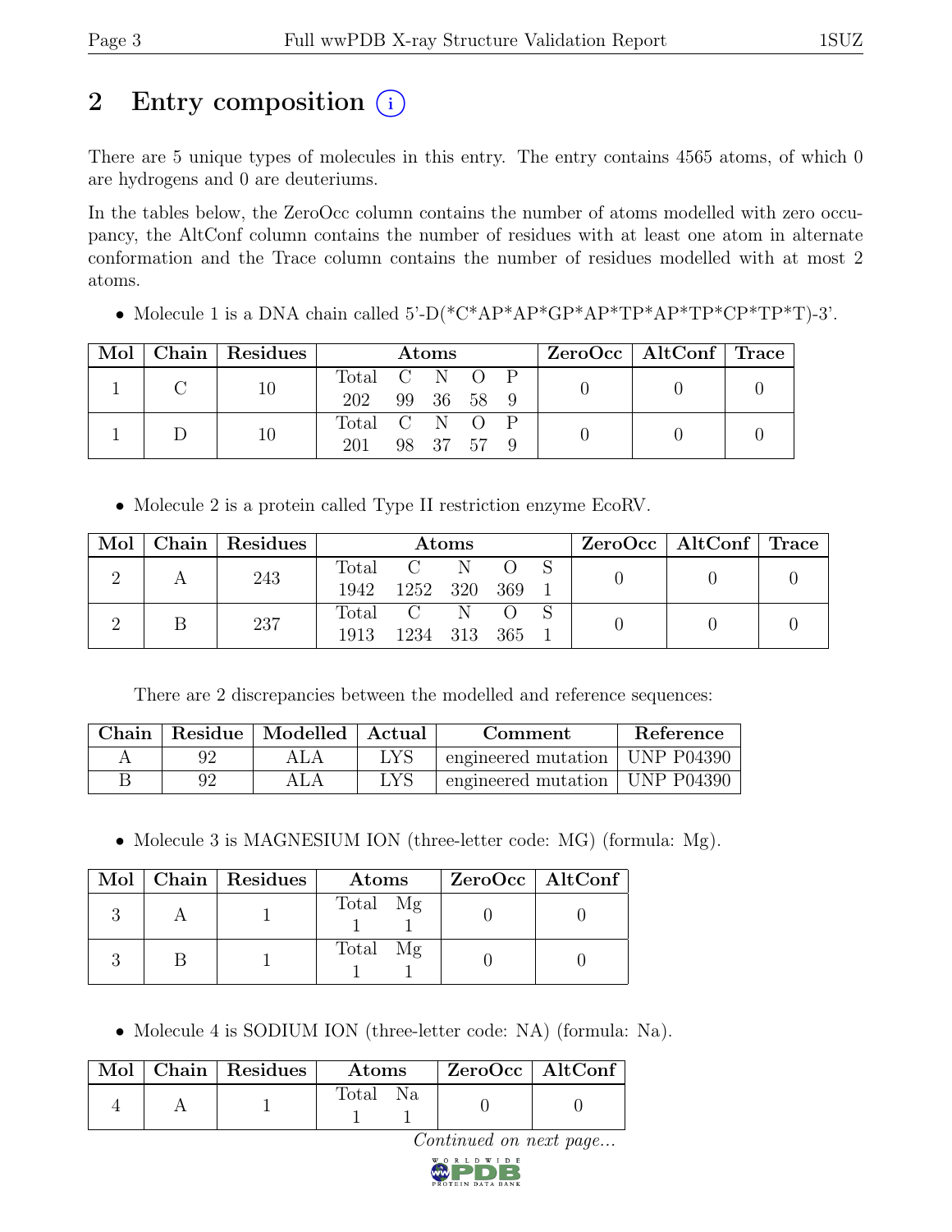# 2 Entry composition

There are 5 unique types of molecules in this entry. The entry contains 4565 atoms, of which 0 are hydrogens and 0 are deuteriums.

In the tables below, the ZeroOcc column contains the number of atoms modelled with zero occupancy, the AltConf column contains the number of residues with at least one atom in alternate conformation and the Trace column contains the number of residues modelled with at most 2 atoms.

- Molecule 1 is a DNA chain called 5'-D(*C*AP*AP*GP*AP*TP*AP*TP*CP*TP*T)-3'.

| Mol | Chain | Residues | Atoms | | | | | ZeroOcc | AltConf | Trace |
|---|---|---|---|---|---|---|---|---|---|---|
| | | | Total | C | N | O | P | | | |
| 1 | C | 10 | 202 | 99 | 36 | 58 | 9 | 0 | 0 | 0 |
| 1 | D | 10 | 201 | 98 | 37 | 57 | 9 | 0 | 0 | 0 |

- Molecule 2 is a protein called Type II restriction enzyme EcoRV.

| Mol | Chain | Residues | Atoms | | | | | ZeroOcc | AltConf | Trace |
|---|---|---|---|---|---|---|---|---|---|---|
| | | | Total | C | N | O | S | | | |
| 2 | A | 243 | 1942 | 1252 | 320 | 369 | 1 | 0 | 0 | 0 |
| 2 | B | 237 | 1913 | 1234 | 313 | 365 | 1 | 0 | 0 | 0 |

There are 2 discrepancies between the modelled and reference sequences:

| Chain | Residue | Modelled | Actual | Comment | Reference |
|---|---|---|---|---|---|
| A | 92 | ALA | LYS | engineered mutation | UNP P04390 |
| B | 92 | ALA | LYS | engineered mutation | UNP P04390 |

- Molecule 3 is MAGNESIUM ION (three-letter code: MG) (formula: Mg).

| Mol | Chain | Residues | Atoms | | ZeroOcc | AltConf |
|---|---|---|---|---|---|---|
| | | | Total | Mg | | |
| 3 | A | 1 | 1 | 1 | 0 | 0 |
| 3 | B | 1 | 1 | 1 | 0 | 0 |

- Molecule 4 is SODIUM ION (three-letter code: NA) (formula: Na).

| Mol | Chain | Residues | Atoms | | ZeroOcc | AltConf |
|---|---|---|---|---|---|---|
| | | | Total | Na | | |
| 4 | A | 1 | 1 | 1 | 0 | 0 |

*Continued on next page...*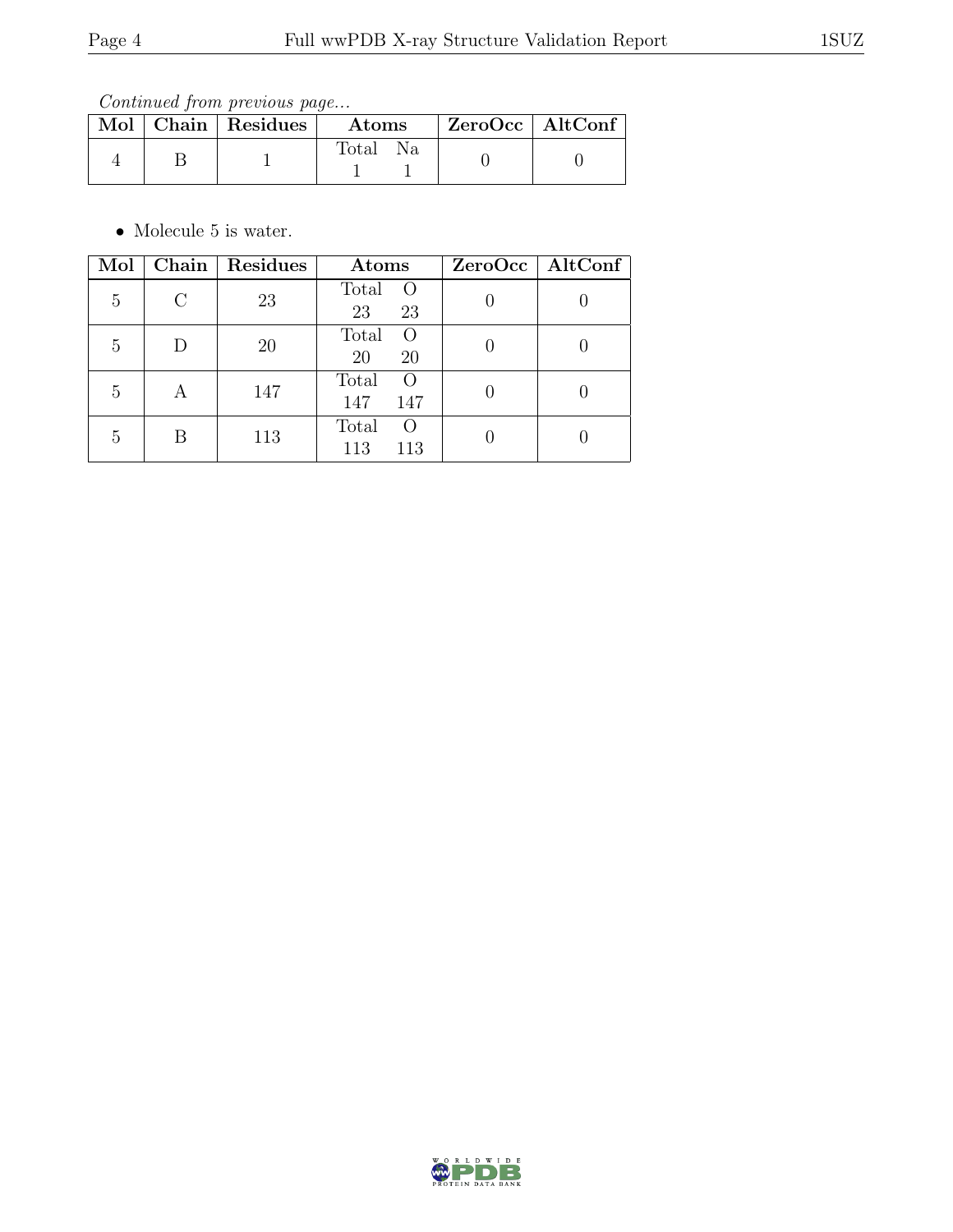*Continued from previous page...*

| Mol | Chain | Residues | Atoms | ZeroOcc | AltConf |
|---|---|---|---|---|---|
| 4 | B | 1 | Total Na<br>1 1 | 0 | 0 |

- Molecule 5 is water.

| Mol | Chain | Residues | Atoms | ZeroOcc | AltConf |
|---|---|---|---|---|---|
| 5 | C | 23 | Total O<br>23 23 | 0 | 0 |
| 5 | D | 20 | Total O<br>20 20 | 0 | 0 |
| 5 | A | 147 | Total O<br>147 147 | 0 | 0 |
| 5 | B | 113 | Total O<br>113 113 | 0 | 0 |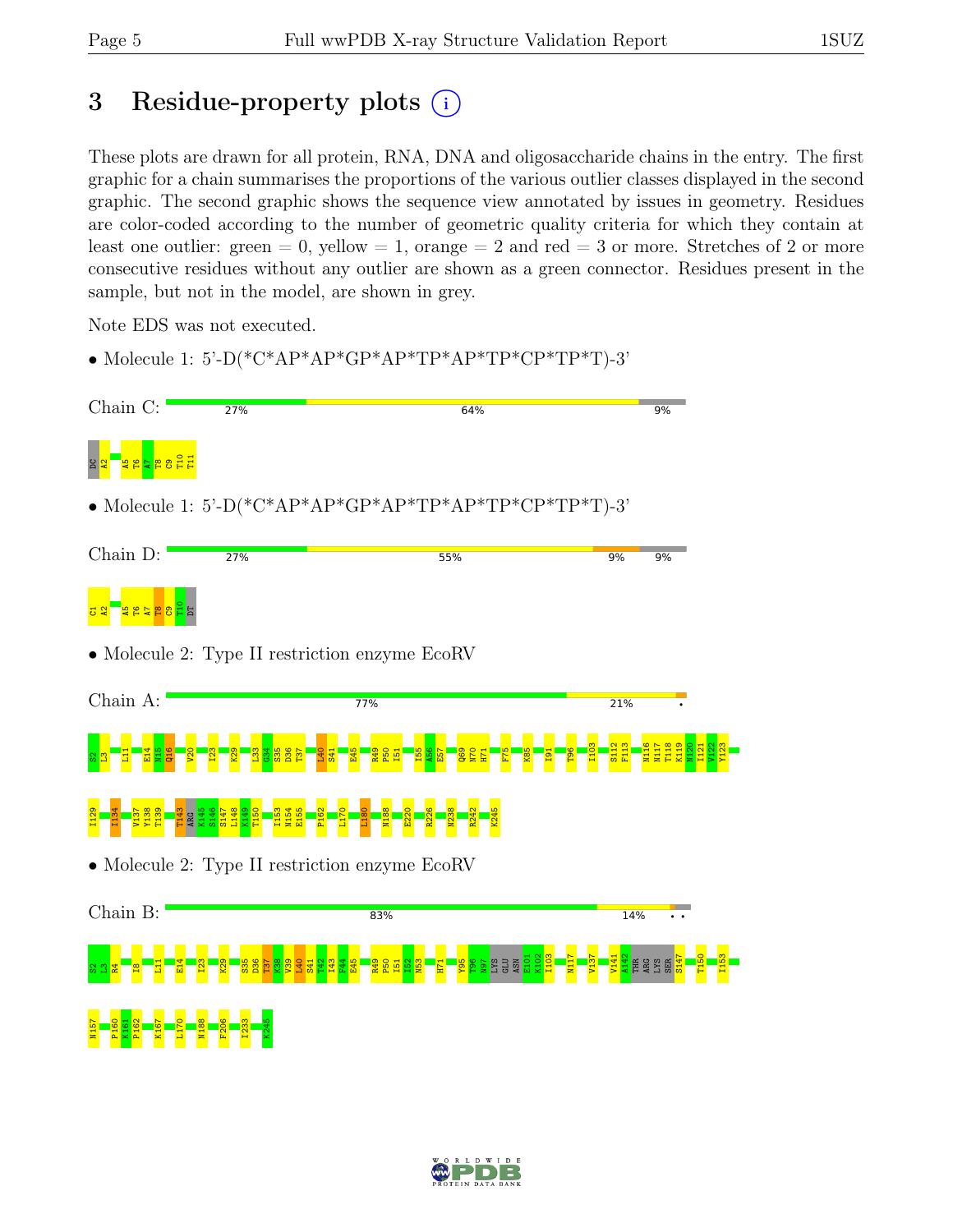# 3 Residue-property plots

These plots are drawn for all protein, RNA, DNA and oligosaccharide chains in the entry. The first graphic for a chain summarises the proportions of the various outlier classes displayed in the second graphic. The second graphic shows the sequence view annotated by issues in geometry. Residues are color-coded according to the number of geometric quality criteria for which they contain at least one outlier: green = 0, yellow = 1, orange = 2 and red = 3 or more. Stretches of 2 or more consecutive residues without any outlier are shown as a green connector. Residues present in the sample, but not in the model, are shown in grey.

Note EDS was not executed.

- Molecule 1: 5'-D(*CP*AP*AP*GP*AP*TP*AP*TP*CP*TP*T)-3'

Chain C: 27% | 64% | 9%

DC A2 A5 T6 A7 T8 C9 T10 T11

- Molecule 1: 5'-D(*CP*AP*AP*GP*AP*TP*AP*TP*CP*TP*T)-3'

Chain D: 27% | 55% | 9% | 9%

C1 A2 A5 T6 A7 T8 C9 T10 DT

- Molecule 2: Type II restriction enzyme EcoRV

Chain A: 77% | 21% | •

S2 L3 L11 E14 N15 Q16 V20 I23 K29 L33 G34 S35 D36 T37 L40 S41 E45 R49 P50 I51 I55 A56 E57 Q69 N70 H71 F75 K85 I91 T96 I103 S112 F113 N116 N117 T118 K119 N120 I121 V122 Y123 I129 I134 V137 Y138 T139 T143 ARG K145 S146 S147 L148 K149 T150 I153 N154 E155 P162 L170 L180 N188 E220 R226 N238 R242 K245

- Molecule 2: Type II restriction enzyme EcoRV

Chain B: 83% | 14% | • •

S2 L3 R4 I8 L11 E14 I23 K29 S35 D36 T37 K38 V39 L40 S41 T42 I43 F44 E45 R49 P50 I51 I52 N53 H71 Y95 T96 N97 LYS GLU ASN E101 K102 I103 N117 V137 V141 A142 THR ARG LYS SER S147 T150 I153 N157 P160 K161 P162 K167 L170 N188 F206 I233 K245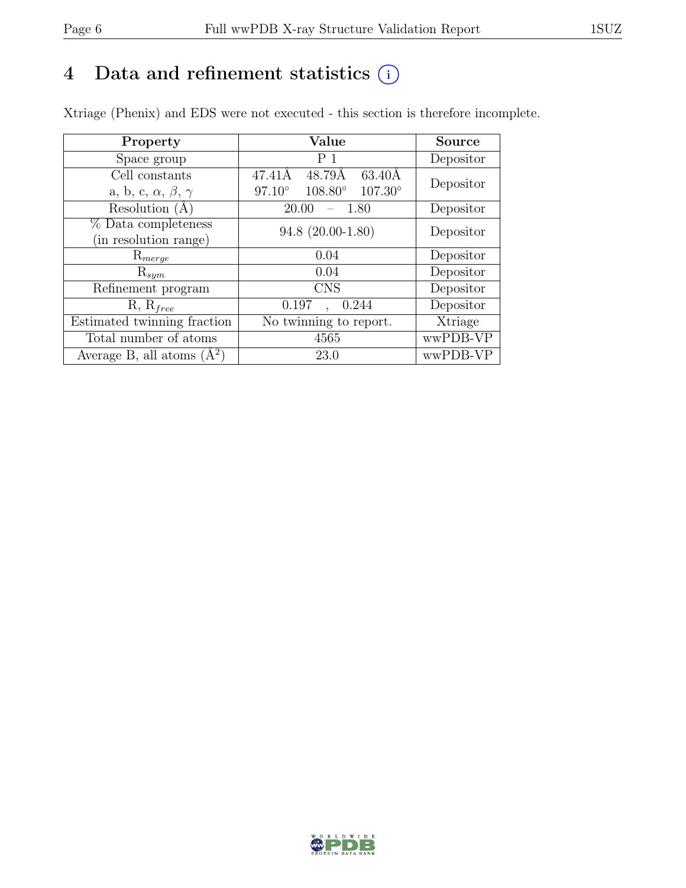# 4 Data and refinement statistics (i)

Xtriage (Phenix) and EDS were not executed - this section is therefore incomplete.

| Property | Value | Source |
|---|---|---|
| Space group | P 1 | Depositor |
| Cell constants<br>a, b, c, $\alpha$, $\beta$, $\gamma$ | 47.41Å 48.79Å 63.40Å<br>97.10° 108.80° 107.30° | Depositor |
| Resolution (Å) | 20.00 – 1.80 | Depositor |
| % Data completeness<br>(in resolution range) | 94.8 (20.00-1.80) | Depositor |
| $R_{merge}$ | 0.04 | Depositor |
| $R_{sym}$ | 0.04 | Depositor |
| Refinement program | CNS | Depositor |
| R, $R_{free}$ | 0.197 , 0.244 | Depositor |
| Estimated twinning fraction | No twinning to report. | Xtriage |
| Total number of atoms | 4565 | wwPDB-VP |
| Average B, all atoms ($Å^2$) | 23.0 | wwPDB-VP |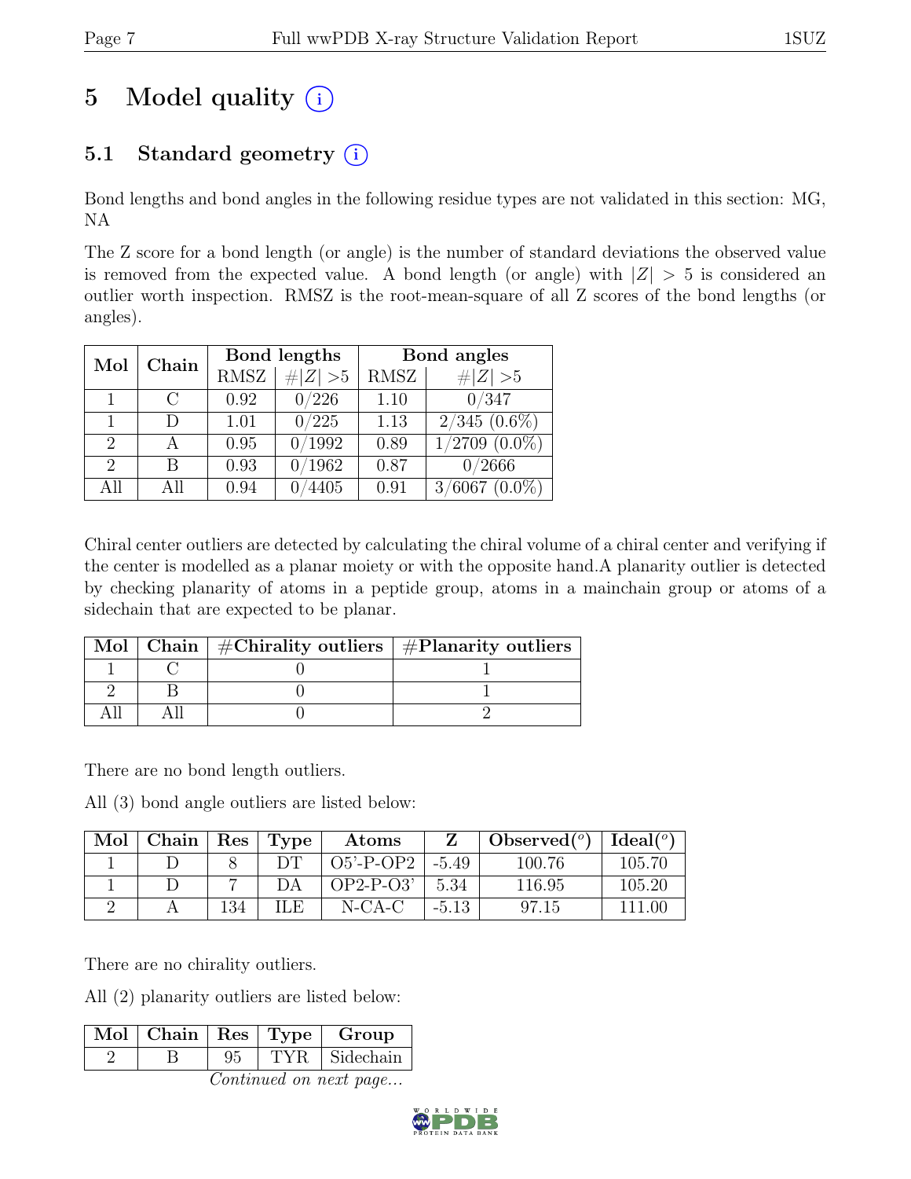# 5 Model quality

## 5.1 Standard geometry

Bond lengths and bond angles in the following residue types are not validated in this section: MG, NA

The Z score for a bond length (or angle) is the number of standard deviations the observed value is removed from the expected value. A bond length (or angle) with $|Z| > 5$ is considered an outlier worth inspection. RMSZ is the root-mean-square of all Z scores of the bond lengths (or angles).

| Mol | Chain | Bond lengths | | Bond angles | |
|---|---|---|---|---|---|
| | | RMSZ | #\|Z\| >5 | RMSZ | #\|Z\| >5 |
| 1 | C | 0.92 | 0/226 | 1.10 | 0/347 |
| 1 | D | 1.01 | 0/225 | 1.13 | 2/345 (0.6%) |
| 2 | A | 0.95 | 0/1992 | 0.89 | 1/2709 (0.0%) |
| 2 | B | 0.93 | 0/1962 | 0.87 | 0/2666 |
| All | All | 0.94 | 0/4405 | 0.91 | 3/6067 (0.0%) |

Chiral center outliers are detected by calculating the chiral volume of a chiral center and verifying if the center is modelled as a planar moiety or with the opposite hand.A planarity outlier is detected by checking planarity of atoms in a peptide group, atoms in a mainchain group or atoms of a sidechain that are expected to be planar.

| Mol | Chain | #Chirality outliers | #Planarity outliers |
|---|---|---|---|
| 1 | C | 0 | 1 |
| 2 | B | 0 | 1 |
| All | All | 0 | 2 |

There are no bond length outliers.

All (3) bond angle outliers are listed below:

| Mol | Chain | Res | Type | Atoms | Z | Observed(°) | Ideal(°) |
|---|---|---|---|---|---|---|---|
| 1 | D | 8 | DT | O5'-P-OP2 | -5.49 | 100.76 | 105.70 |
| 1 | D | 7 | DA | OP2-P-O3' | 5.34 | 116.95 | 105.20 |
| 2 | A | 134 | ILE | N-CA-C | -5.13 | 97.15 | 111.00 |

There are no chirality outliers.

All (2) planarity outliers are listed below:

| Mol | Chain | Res | Type | Group |
|---|---|---|---|---|
| 2 | B | 95 | TYR | Sidechain |

*Continued on next page...*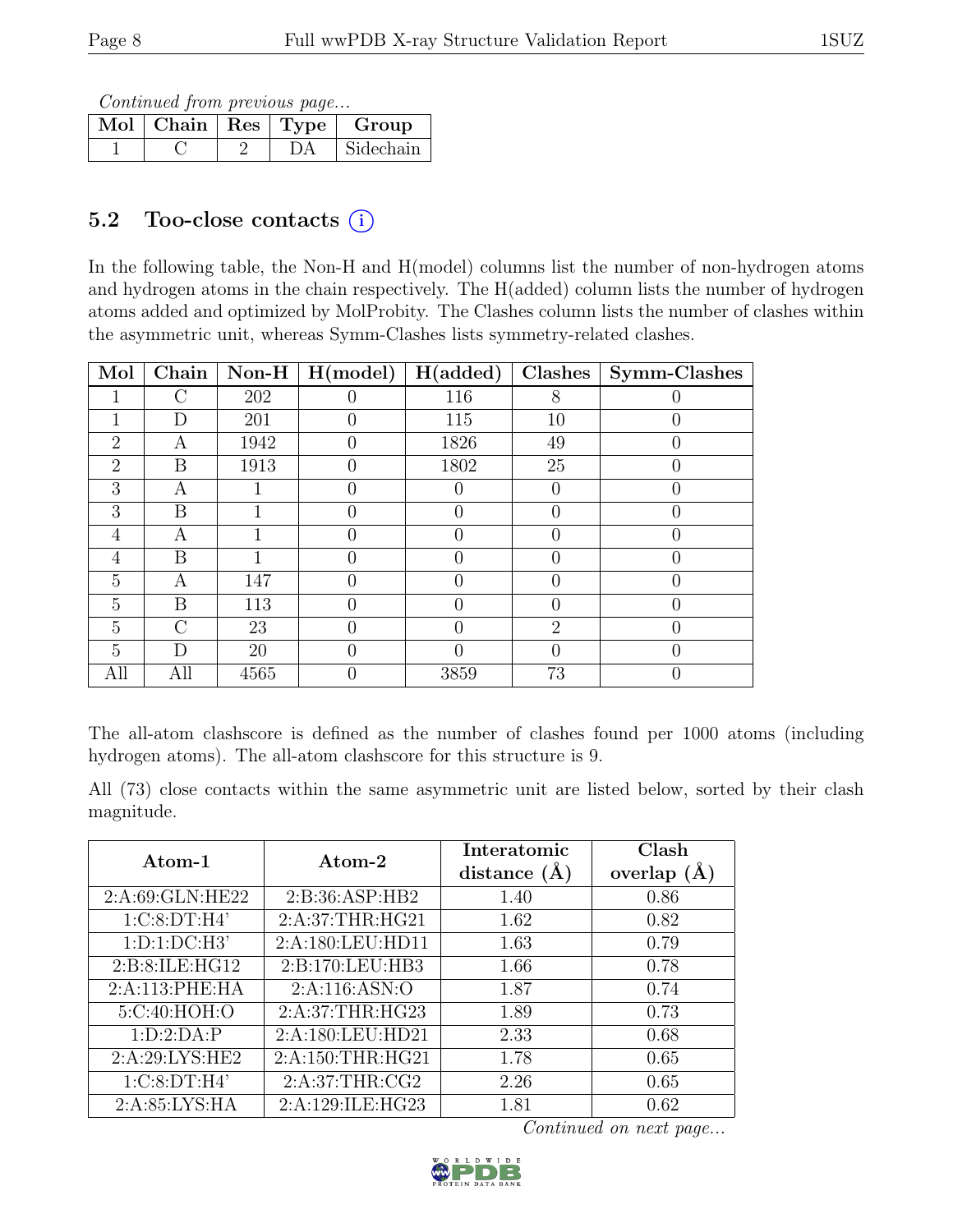*Continued from previous page...*

| Mol | Chain | Res | Type | Group |
|---|---|---|---|---|
| 1 | C | 2 | DA | Sidechain |

## 5.2 Too-close contacts (i)

In the following table, the Non-H and H(model) columns list the number of non-hydrogen atoms and hydrogen atoms in the chain respectively. The H(added) column lists the number of hydrogen atoms added and optimized by MolProbity. The Clashes column lists the number of clashes within the asymmetric unit, whereas Symm-Clashes lists symmetry-related clashes.

| Mol | Chain | Non-H | H(model) | H(added) | Clashes | Symm-Clashes |
|---|---|---|---|---|---|---|
| 1 | C | 202 | 0 | 116 | 8 | 0 |
| 1 | D | 201 | 0 | 115 | 10 | 0 |
| 2 | A | 1942 | 0 | 1826 | 49 | 0 |
| 2 | B | 1913 | 0 | 1802 | 25 | 0 |
| 3 | A | 1 | 0 | 0 | 0 | 0 |
| 3 | B | 1 | 0 | 0 | 0 | 0 |
| 4 | A | 1 | 0 | 0 | 0 | 0 |
| 4 | B | 1 | 0 | 0 | 0 | 0 |
| 5 | A | 147 | 0 | 0 | 0 | 0 |
| 5 | B | 113 | 0 | 0 | 0 | 0 |
| 5 | C | 23 | 0 | 0 | 2 | 0 |
| 5 | D | 20 | 0 | 0 | 0 | 0 |
| All | All | 4565 | 0 | 3859 | 73 | 0 |

The all-atom clashscore is defined as the number of clashes found per 1000 atoms (including hydrogen atoms). The all-atom clashscore for this structure is 9.

All (73) close contacts within the same asymmetric unit are listed below, sorted by their clash magnitude.

| Atom-1 | Atom-2 | Interatomic distance (Å) | Clash overlap (Å) |
|---|---|---|---|
| 2:A:69:GLN:HE22 | 2:B:36:ASP:HB2 | 1.40 | 0.86 |
| 1:C:8:DT:H4' | 2:A:37:THR:HG21 | 1.62 | 0.82 |
| 1:D:1:DC:H3' | 2:A:180:LEU:HD11 | 1.63 | 0.79 |
| 2:B:8:ILE:HG12 | 2:B:170:LEU:HB3 | 1.66 | 0.78 |
| 2:A:113:PHE:HA | 2:A:116:ASN:O | 1.87 | 0.74 |
| 5:C:40:HOH:O | 2:A:37:THR:HG23 | 1.89 | 0.73 |
| 1:D:2:DA:P | 2:A:180:LEU:HD21 | 2.33 | 0.68 |
| 2:A:29:LYS:HE2 | 2:A:150:THR:HG21 | 1.78 | 0.65 |
| 1:C:8:DT:H4' | 2:A:37:THR:CG2 | 2.26 | 0.65 |
| 2:A:85:LYS:HA | 2:A:129:ILE:HG23 | 1.81 | 0.62 |

*Continued on next page...*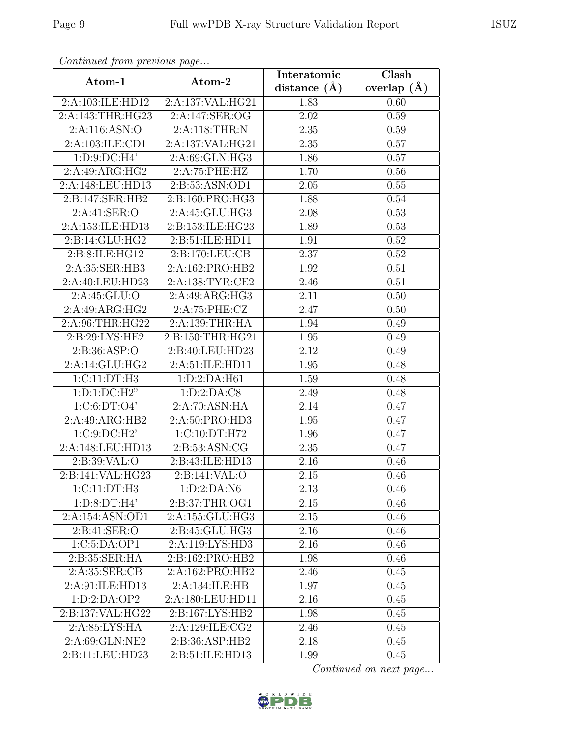*Continued from previous page...*

| Atom-1 | Atom-2 | Interatomic distance (Å) | Clash overlap (Å) |
|---|---|---|---|
| 2:A:103:ILE:HD12 | 2:A:137:VAL:HG21 | 1.83 | 0.60 |
| 2:A:143:THR:HG23 | 2:A:147:SER:OG | 2.02 | 0.59 |
| 2:A:116:ASN:O | 2:A:118:THR:N | 2.35 | 0.59 |
| 2:A:103:ILE:CD1 | 2:A:137:VAL:HG21 | 2.35 | 0.57 |
| 1:D:9:DC:H4' | 2:A:69:GLN:HG3 | 1.86 | 0.57 |
| 2:A:49:ARG:HG2 | 2:A:75:PHE:HZ | 1.70 | 0.56 |
| 2:A:148:LEU:HD13 | 2:B:53:ASN:OD1 | 2.05 | 0.55 |
| 2:B:147:SER:HB2 | 2:B:160:PRO:HG3 | 1.88 | 0.54 |
| 2:A:41:SER:O | 2:A:45:GLU:HG3 | 2.08 | 0.53 |
| 2:A:153:ILE:HD13 | 2:B:153:ILE:HG23 | 1.89 | 0.53 |
| 2:B:14:GLU:HG2 | 2:B:51:ILE:HD11 | 1.91 | 0.52 |
| 2:B:8:ILE:HG12 | 2:B:170:LEU:CB | 2.37 | 0.52 |
| 2:A:35:SER:HB3 | 2:A:162:PRO:HB2 | 1.92 | 0.51 |
| 2:A:40:LEU:HD23 | 2:A:138:TYR:CE2 | 2.46 | 0.51 |
| 2:A:45:GLU:O | 2:A:49:ARG:HG3 | 2.11 | 0.50 |
| 2:A:49:ARG:HG2 | 2:A:75:PHE:CZ | 2.47 | 0.50 |
| 2:A:96:THR:HG22 | 2:A:139:THR:HA | 1.94 | 0.49 |
| 2:B:29:LYS:HE2 | 2:B:150:THR:HG21 | 1.95 | 0.49 |
| 2:B:36:ASP:O | 2:B:40:LEU:HD23 | 2.12 | 0.49 |
| 2:A:14:GLU:HG2 | 2:A:51:ILE:HD11 | 1.95 | 0.48 |
| 1:C:11:DT:H3 | 1:D:2:DA:H61 | 1.59 | 0.48 |
| 1:D:1:DC:H2" | 1:D:2:DA:C8 | 2.49 | 0.48 |
| 1:C:6:DT:O4' | 2:A:70:ASN:HA | 2.14 | 0.47 |
| 2:A:49:ARG:HB2 | 2:A:50:PRO:HD3 | 1.95 | 0.47 |
| 1:C:9:DC:H2' | 1:C:10:DT:H72 | 1.96 | 0.47 |
| 2:A:148:LEU:HD13 | 2:B:53:ASN:CG | 2.35 | 0.47 |
| 2:B:39:VAL:O | 2:B:43:ILE:HD13 | 2.16 | 0.46 |
| 2:B:141:VAL:HG23 | 2:B:141:VAL:O | 2.15 | 0.46 |
| 1:C:11:DT:H3 | 1:D:2:DA:N6 | 2.13 | 0.46 |
| 1:D:8:DT:H4' | 2:B:37:THR:OG1 | 2.15 | 0.46 |
| 2:A:154:ASN:OD1 | 2:A:155:GLU:HG3 | 2.15 | 0.46 |
| 2:B:41:SER:O | 2:B:45:GLU:HG3 | 2.16 | 0.46 |
| 1:C:5:DA:OP1 | 2:A:119:LYS:HD3 | 2.16 | 0.46 |
| 2:B:35:SER:HA | 2:B:162:PRO:HB2 | 1.98 | 0.46 |
| 2:A:35:SER:CB | 2:A:162:PRO:HB2 | 2.46 | 0.45 |
| 2:A:91:ILE:HD13 | 2:A:134:ILE:HB | 1.97 | 0.45 |
| 1:D:2:DA:OP2 | 2:A:180:LEU:HD11 | 2.16 | 0.45 |
| 2:B:137:VAL:HG22 | 2:B:167:LYS:HB2 | 1.98 | 0.45 |
| 2:A:85:LYS:HA | 2:A:129:ILE:CG2 | 2.46 | 0.45 |
| 2:A:69:GLN:NE2 | 2:B:36:ASP:HB2 | 2.18 | 0.45 |
| 2:B:11:LEU:HD23 | 2:B:51:ILE:HD13 | 1.99 | 0.45 |

*Continued on next page...*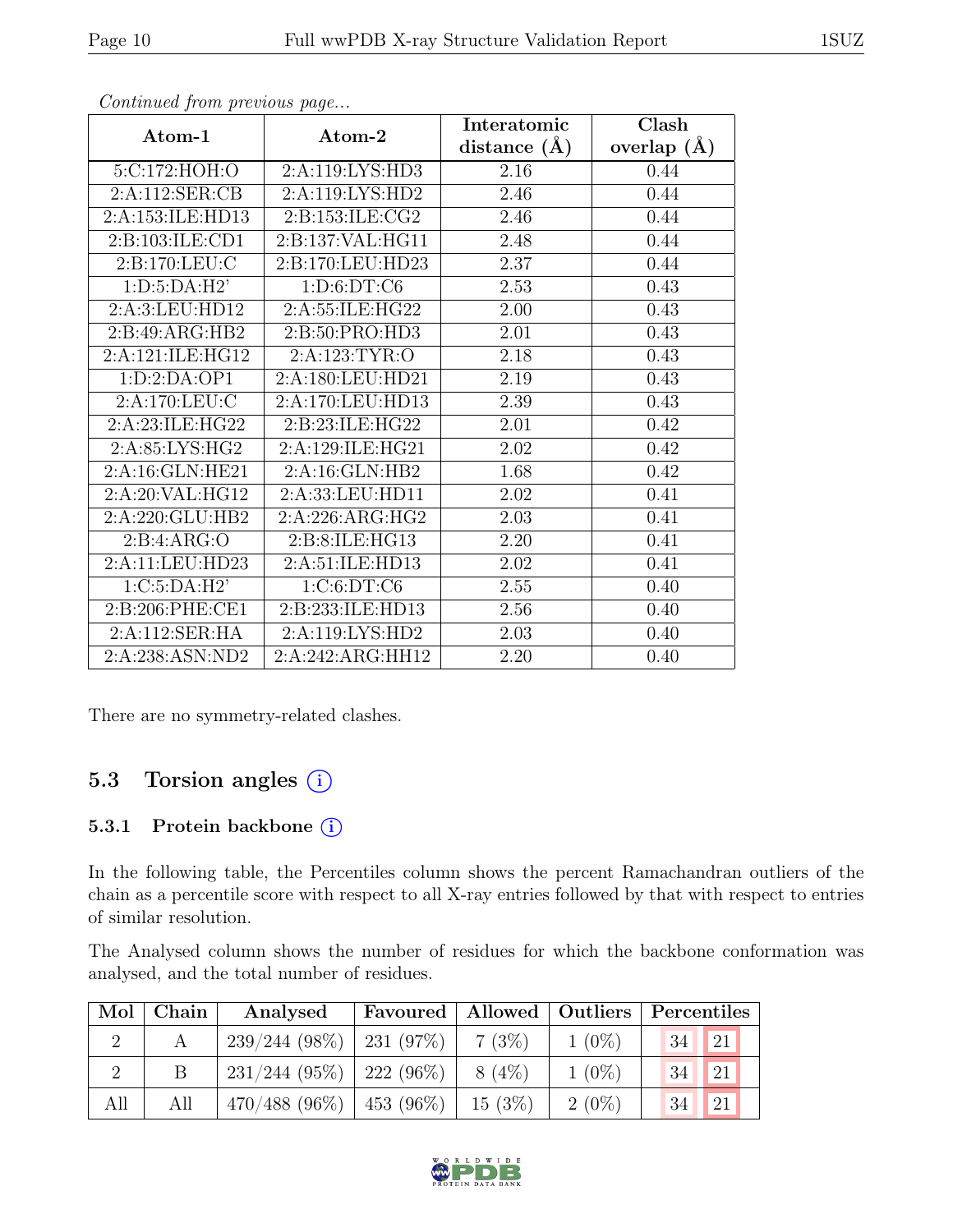*Continued from previous page...*

| Atom-1 | Atom-2 | Interatomic distance (Å) | Clash overlap (Å) |
|---|---|---|---|
| 5:C:172:HOH:O | 2:A:119:LYS:HD3 | 2.16 | 0.44 |
| 2:A:112:SER:CB | 2:A:119:LYS:HD2 | 2.46 | 0.44 |
| 2:A:153:ILE:HD13 | 2:B:153:ILE:CG2 | 2.46 | 0.44 |
| 2:B:103:ILE:CD1 | 2:B:137:VAL:HG11 | 2.48 | 0.44 |
| 2:B:170:LEU:C | 2:B:170:LEU:HD23 | 2.37 | 0.44 |
| 1:D:5:DA:H2' | 1:D:6:DT:C6 | 2.53 | 0.43 |
| 2:A:3:LEU:HD12 | 2:A:55:ILE:HG22 | 2.00 | 0.43 |
| 2:B:49:ARG:HB2 | 2:B:50:PRO:HD3 | 2.01 | 0.43 |
| 2:A:121:ILE:HG12 | 2:A:123:TYR:O | 2.18 | 0.43 |
| 1:D:2:DA:OP1 | 2:A:180:LEU:HD21 | 2.19 | 0.43 |
| 2:A:170:LEU:C | 2:A:170:LEU:HD13 | 2.39 | 0.43 |
| 2:A:23:ILE:HG22 | 2:B:23:ILE:HG22 | 2.01 | 0.42 |
| 2:A:85:LYS:HG2 | 2:A:129:ILE:HG21 | 2.02 | 0.42 |
| 2:A:16:GLN:HE21 | 2:A:16:GLN:HB2 | 1.68 | 0.42 |
| 2:A:20:VAL:HG12 | 2:A:33:LEU:HD11 | 2.02 | 0.41 |
| 2:A:220:GLU:HB2 | 2:A:226:ARG:HG2 | 2.03 | 0.41 |
| 2:B:4:ARG:O | 2:B:8:ILE:HG13 | 2.20 | 0.41 |
| 2:A:11:LEU:HD23 | 2:A:51:ILE:HD13 | 2.02 | 0.41 |
| 1:C:5:DA:H2' | 1:C:6:DT:C6 | 2.55 | 0.40 |
| 2:B:206:PHE:CE1 | 2:B:233:ILE:HD13 | 2.56 | 0.40 |
| 2:A:112:SER:HA | 2:A:119:LYS:HD2 | 2.03 | 0.40 |
| 2:A:238:ASN:ND2 | 2:A:242:ARG:HH12 | 2.20 | 0.40 |

There are no symmetry-related clashes.

## 5.3 Torsion angles

### 5.3.1 Protein backbone

In the following table, the Percentiles column shows the percent Ramachandran outliers of the chain as a percentile score with respect to all X-ray entries followed by that with respect to entries of similar resolution.

The Analysed column shows the number of residues for which the backbone conformation was analysed, and the total number of residues.

| Mol | Chain | Analysed | Favoured | Allowed | Outliers | Percentiles | |
|---|---|---|---|---|---|---|---|
| 2 | A | 239/244 (98%) | 231 (97%) | 7 (3%) | 1 (0%) | 34 | 21 |
| 2 | B | 231/244 (95%) | 222 (96%) | 8 (4%) | 1 (0%) | 34 | 21 |
| All | All | 470/488 (96%) | 453 (96%) | 15 (3%) | 2 (0%) | 34 | 21 |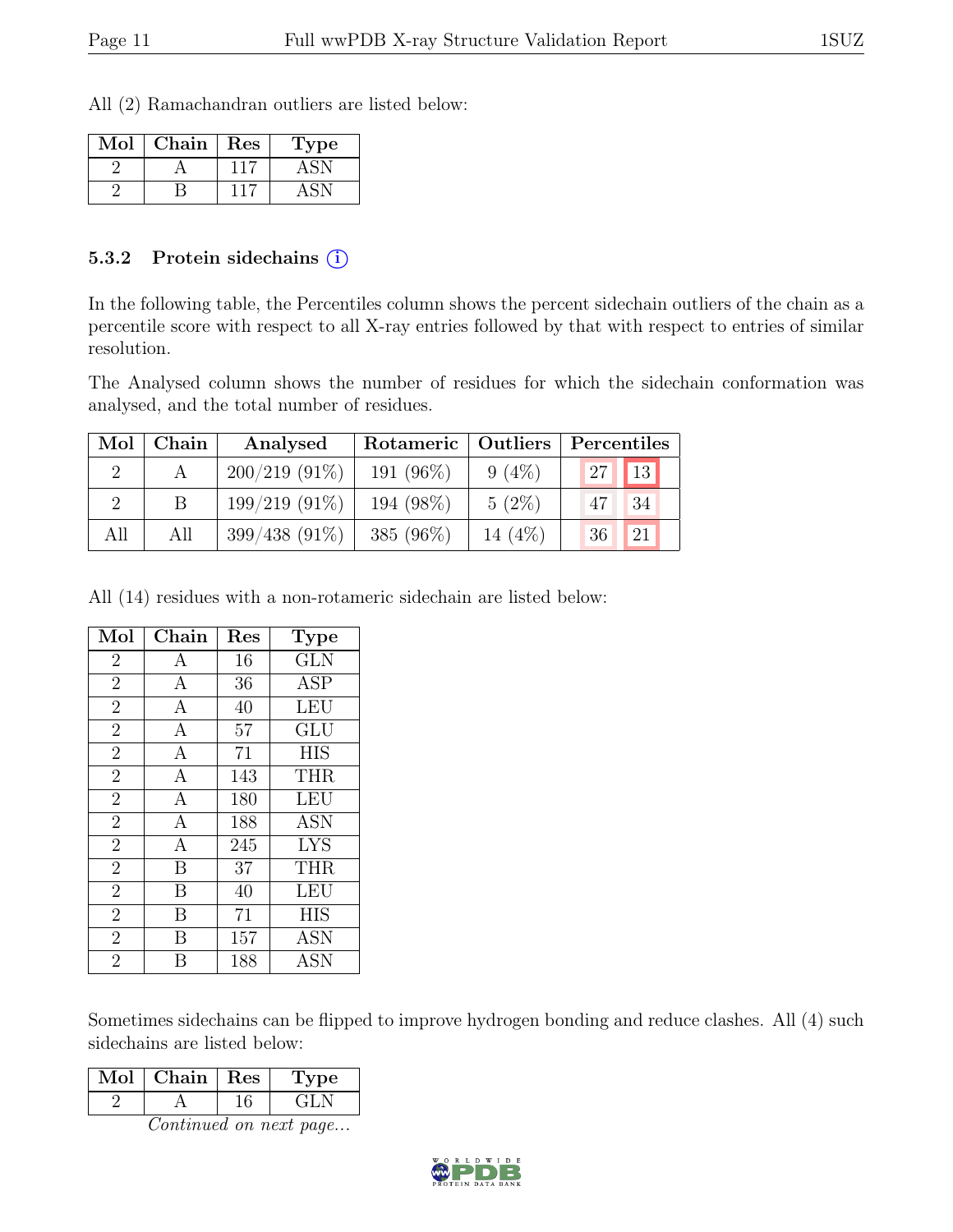All (2) Ramachandran outliers are listed below:

| Mol | Chain | Res | Type |
|---|---|---|---|
| 2 | A | 117 | ASN |
| 2 | B | 117 | ASN |

### 5.3.2 Protein sidechains (i)

In the following table, the Percentiles column shows the percent sidechain outliers of the chain as a percentile score with respect to all X-ray entries followed by that with respect to entries of similar resolution.

The Analysed column shows the number of residues for which the sidechain conformation was analysed, and the total number of residues.

| Mol | Chain | Analysed | Rotameric | Outliers | Percentiles | |
|---|---|---|---|---|---|---|
| 2 | A | 200/219 (91%) | 191 (96%) | 9 (4%) | 27 | 13 |
| 2 | B | 199/219 (91%) | 194 (98%) | 5 (2%) | 47 | 34 |
| All | All | 399/438 (91%) | 385 (96%) | 14 (4%) | 36 | 21 |

All (14) residues with a non-rotameric sidechain are listed below:

| Mol | Chain | Res | Type |
|---|---|---|---|
| 2 | A | 16 | GLN |
| 2 | A | 36 | ASP |
| 2 | A | 40 | LEU |
| 2 | A | 57 | GLU |
| 2 | A | 71 | HIS |
| 2 | A | 143 | THR |
| 2 | A | 180 | LEU |
| 2 | A | 188 | ASN |
| 2 | A | 245 | LYS |
| 2 | B | 37 | THR |
| 2 | B | 40 | LEU |
| 2 | B | 71 | HIS |
| 2 | B | 157 | ASN |
| 2 | B | 188 | ASN |

Sometimes sidechains can be flipped to improve hydrogen bonding and reduce clashes. All (4) such sidechains are listed below:

| Mol | Chain | Res | Type |
|---|---|---|---|
| 2 | A | 16 | GLN |

*Continued on next page...*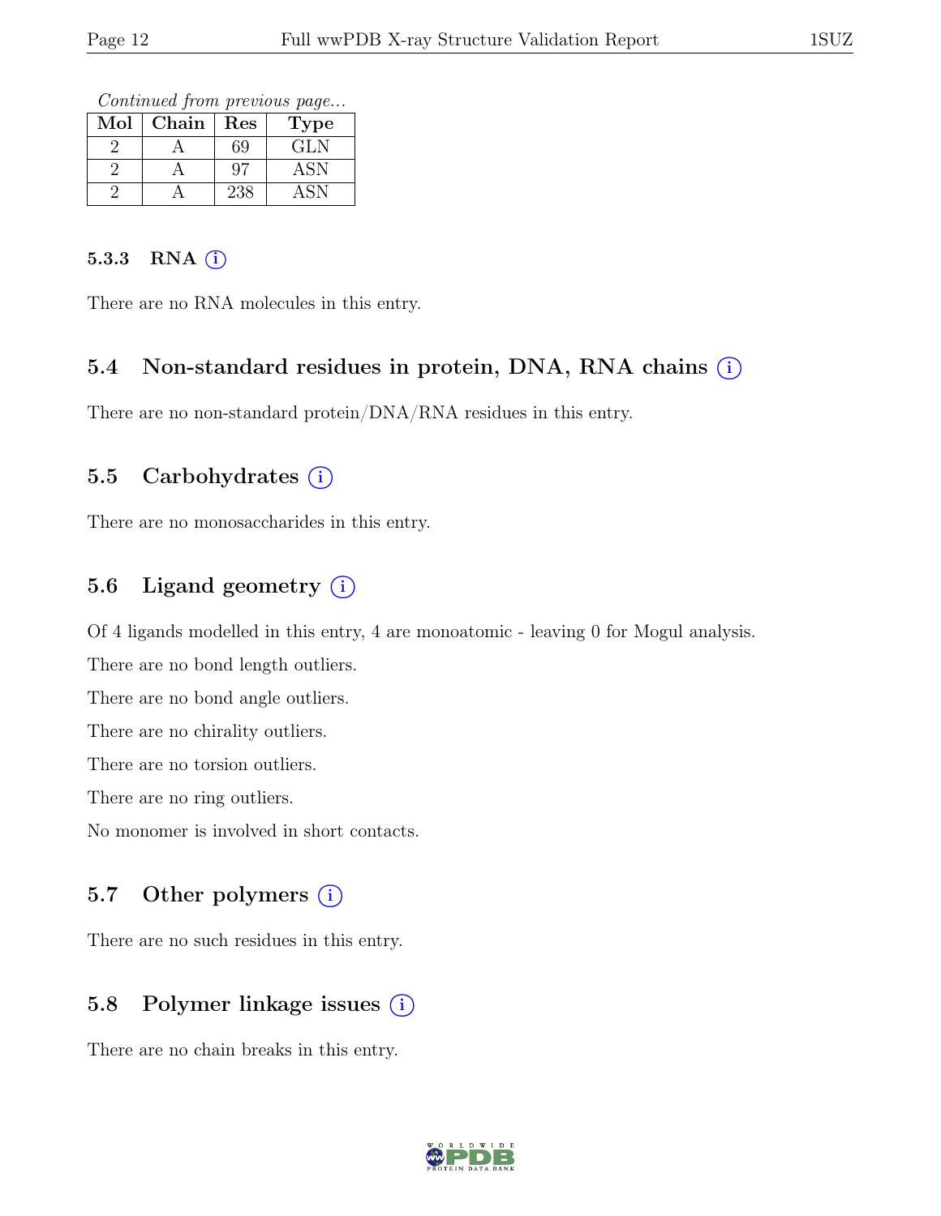*Continued from previous page...*

| Mol | Chain | Res | Type |
|---|---|---|---|
| 2 | A | 69 | GLN |
| 2 | A | 97 | ASN |
| 2 | A | 238 | ASN |

#### 5.3.3 RNA (i)

There are no RNA molecules in this entry.

### 5.4 Non-standard residues in protein, DNA, RNA chains (i)

There are no non-standard protein/DNA/RNA residues in this entry.

### 5.5 Carbohydrates (i)

There are no monosaccharides in this entry.

### 5.6 Ligand geometry (i)

Of 4 ligands modelled in this entry, 4 are monoatomic - leaving 0 for Mogul analysis.

There are no bond length outliers.

There are no bond angle outliers.

There are no chirality outliers.

There are no torsion outliers.

There are no ring outliers.

No monomer is involved in short contacts.

### 5.7 Other polymers (i)

There are no such residues in this entry.

### 5.8 Polymer linkage issues (i)

There are no chain breaks in this entry.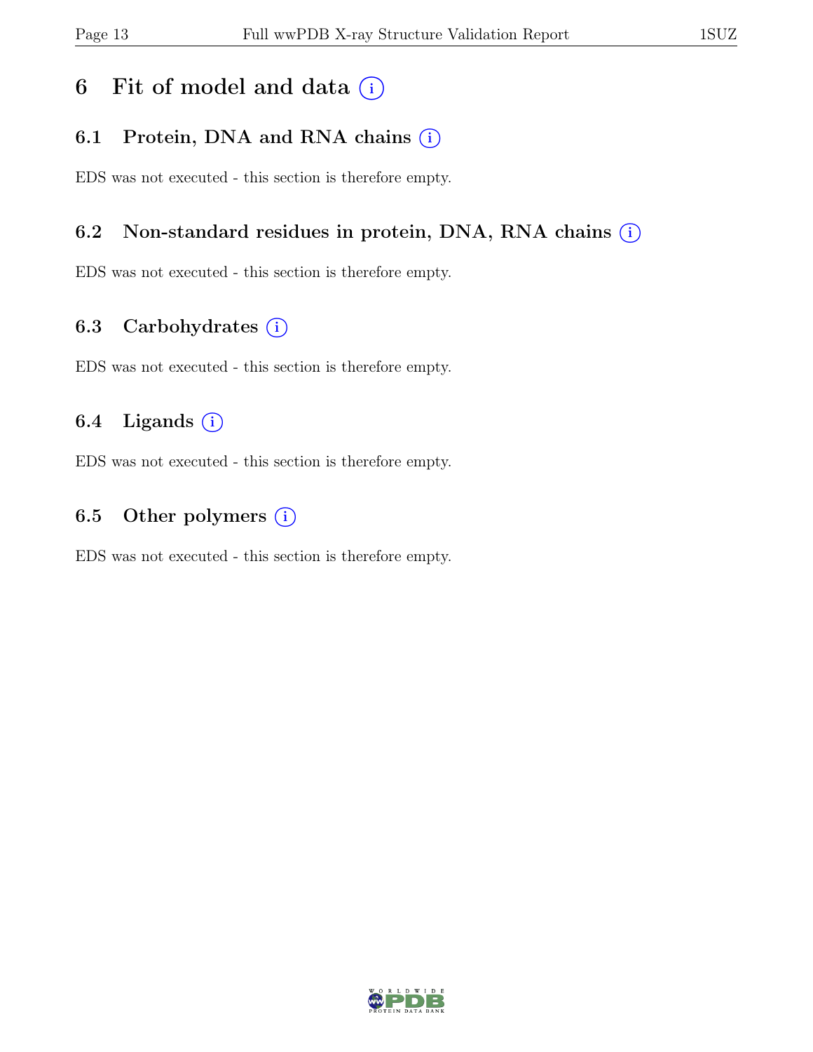# 6 Fit of model and data

## 6.1 Protein, DNA and RNA chains

EDS was not executed - this section is therefore empty.

## 6.2 Non-standard residues in protein, DNA, RNA chains

EDS was not executed - this section is therefore empty.

## 6.3 Carbohydrates

EDS was not executed - this section is therefore empty.

## 6.4 Ligands

EDS was not executed - this section is therefore empty.

## 6.5 Other polymers

EDS was not executed - this section is therefore empty.